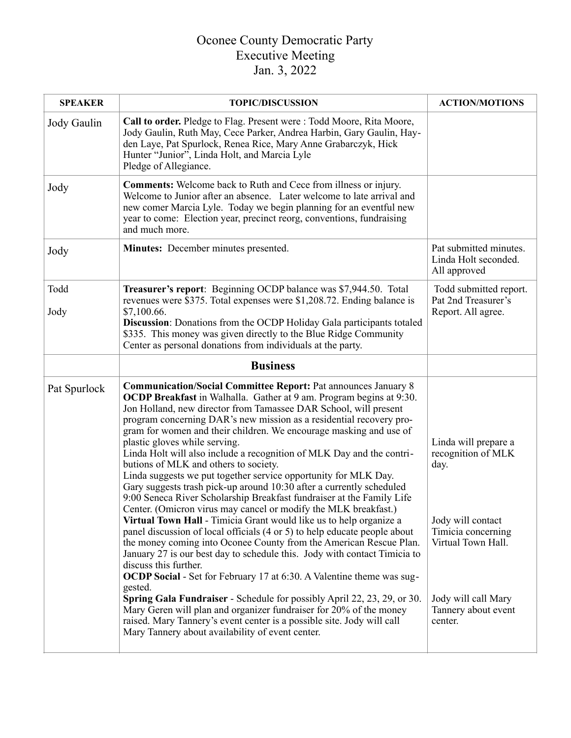# Oconee County Democratic Party
## Executive Meeting
### Jan. 3, 2022

| SPEAKER | TOPIC/DISCUSSION | ACTION/MOTIONS |
|---|---|---|
| Jody Gaulin | **Call to order.** Pledge to Flag. Present were : Todd Moore, Rita Moore, Jody Gaulin, Ruth May, Cece Parker, Andrea Harbin, Gary Gaulin, Hayden Laye, Pat Spurlock, Renea Rice, Mary Anne Grabarczyk, Hick Hunter "Junior", Linda Holt, and Marcia Lyle<br>Pledge of Allegiance. | |
| Jody | **Comments:** Welcome back to Ruth and Cece from illness or injury. Welcome to Junior after an absence. Later welcome to late arrival and new comer Marcia Lyle. Today we begin planning for an eventful new year to come: Election year, precinct reorg, conventions, fundraising and much more. | |
| Jody | **Minutes:** December minutes presented. | Pat submitted minutes. Linda Holt seconded. All approved |
| Todd<br><br>Jody | **Treasurer's report**: Beginning OCDP balance was $7,944.50. Total revenues were $375. Total expenses were $1,208.72. Ending balance is $7,100.66.<br>**Discussion**: Donations from the OCDP Holiday Gala participants totaled $335. This money was given directly to the Blue Ridge Community Center as personal donations from individuals at the party. | Todd submitted report. Pat 2nd Treasurer's Report. All agree. |
| | **Business** | |
| Pat Spurlock | **Communication/Social Committee Report:** Pat announces January 8 **OCDP Breakfast** in Walhalla. Gather at 9 am. Program begins at 9:30. Jon Holland, new director from Tamassee DAR School, will present program concerning DAR's new mission as a residential recovery program for women and their children. We encourage masking and use of plastic gloves while serving.<br>Linda Holt will also include a recognition of MLK Day and the contributions of MLK and others to society.<br>Linda suggests we put together service opportunity for MLK Day. Gary suggests trash pick-up around 10:30 after a currently scheduled 9:00 Seneca River Scholarship Breakfast fundraiser at the Family Life Center. (Omicron virus may cancel or modify the MLK breakfast.)<br>**Virtual Town Hall** - Timicia Grant would like us to help organize a panel discussion of local officials (4 or 5) to help educate people about the money coming into Oconee County from the American Rescue Plan. January 27 is our best day to schedule this. Jody with contact Timicia to discuss this further.<br>**OCDP Social** - Set for February 17 at 6:30. A Valentine theme was suggested.<br>**Spring Gala Fundraiser** - Schedule for possibly April 22, 23, 29, or 30. Mary Geren will plan and organizer fundraiser for 20% of the money raised. Mary Tannery's event center is a possible site. Jody will call Mary Tannery about availability of event center. | Linda will prepare a recognition of MLK day.<br><br>Jody will contact Timicia concerning Virtual Town Hall.<br><br>Jody will call Mary Tannery about event center. |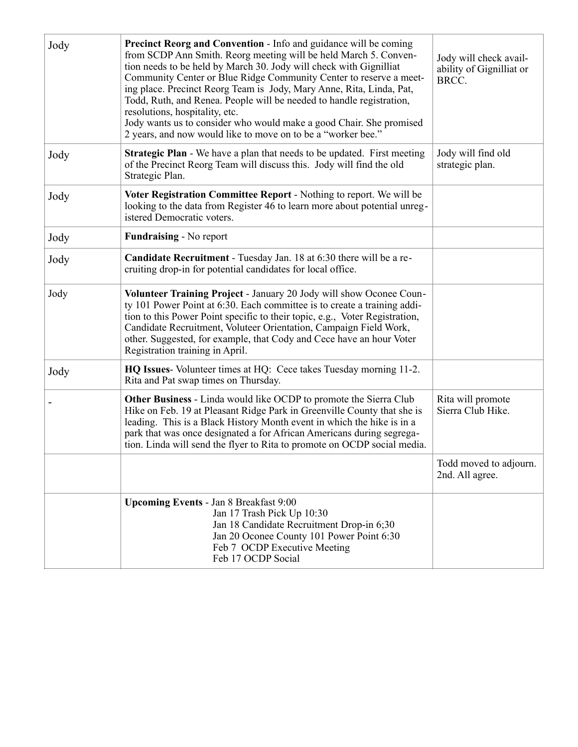| | | |
|---|---|---|
| Jody | **Precinct Reorg and Convention** - Info and guidance will be coming from SCDP Ann Smith. Reorg meeting will be held March 5. Convention needs to be held by March 30. Jody will check with Gignilliat Community Center or Blue Ridge Community Center to reserve a meeting place. Precinct Reorg Team is Jody, Mary Anne, Rita, Linda, Pat, Todd, Ruth, and Renea. People will be needed to handle registration, resolutions, hospitality, etc.<br>Jody wants us to consider who would make a good Chair. She promised 2 years, and now would like to move on to be a "worker bee." | Jody will check availability of Gignilliat or BRCC. |
| Jody | **Strategic Plan** - We have a plan that needs to be updated. First meeting of the Precinct Reorg Team will discuss this. Jody will find the old Strategic Plan. | Jody will find old strategic plan. |
| Jody | **Voter Registration Committee Report** - Nothing to report. We will be looking to the data from Register 46 to learn more about potential unregistered Democratic voters. | |
| Jody | **Fundraising** - No report | |
| Jody | **Candidate Recruitment** - Tuesday Jan. 18 at 6:30 there will be a recruiting drop-in for potential candidates for local office. | |
| Jody | **Volunteer Training Project** - January 20 Jody will show Oconee County 101 Power Point at 6:30. Each committee is to create a training addition to this Power Point specific to their topic, e.g., Voter Registration, Candidate Recruitment, Voluteer Orientation, Campaign Field Work, other. Suggested, for example, that Cody and Cece have an hour Voter Registration training in April. | |
| Jody | **HQ Issues**- Volunteer times at HQ: Cece takes Tuesday morning 11-2. Rita and Pat swap times on Thursday. | |
| - | **Other Business** - Linda would like OCDP to promote the Sierra Club Hike on Feb. 19 at Pleasant Ridge Park in Greenville County that she is leading. This is a Black History Month event in which the hike is in a park that was once designated a for African Americans during segregation. Linda will send the flyer to Rita to promote on OCDP social media. | Rita will promote Sierra Club Hike. |
| | | Todd moved to adjourn. 2nd. All agree. |
| | **Upcoming Events** - Jan 8 Breakfast 9:00<br>Jan 17 Trash Pick Up 10:30<br>Jan 18 Candidate Recruitment Drop-in 6;30<br>Jan 20 Oconee County 101 Power Point 6:30<br>Feb 7 OCDP Executive Meeting<br>Feb 17 OCDP Social | |